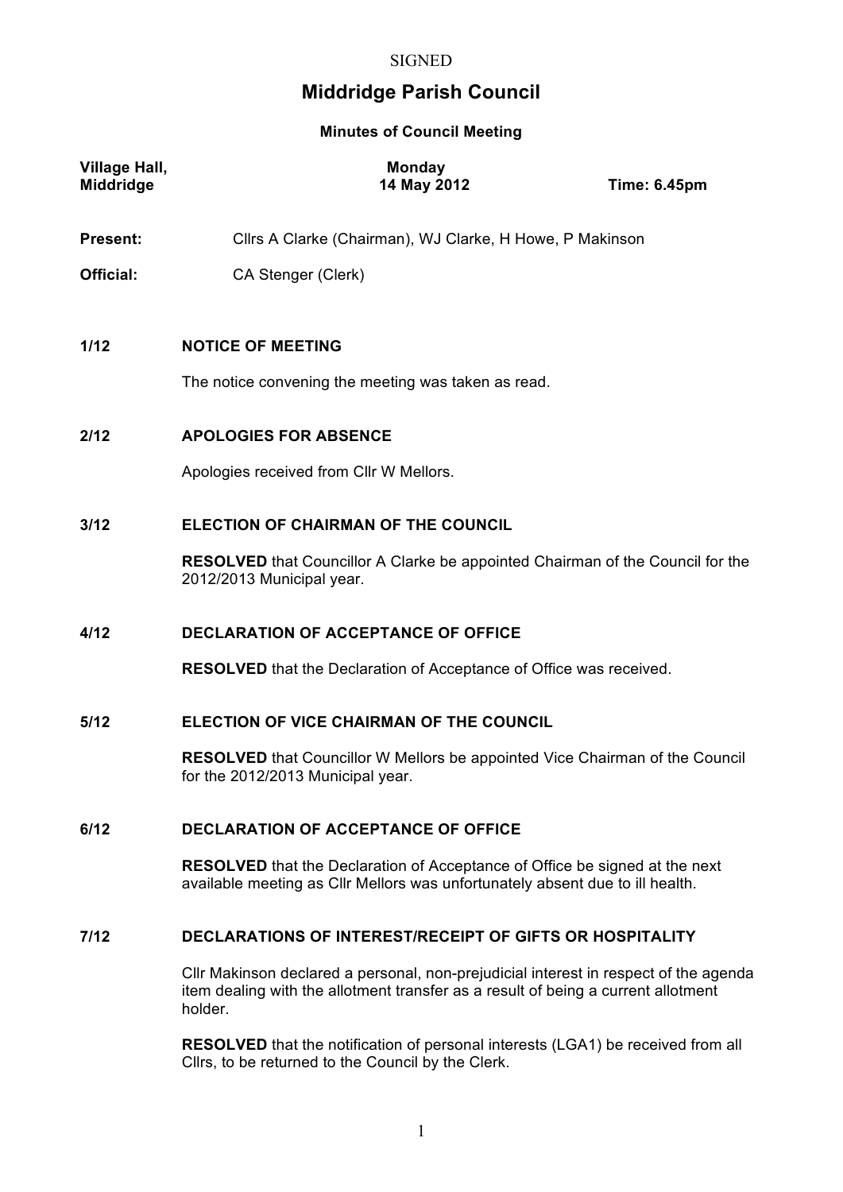SIGNED

# Middridge Parish Council

**Minutes of Council Meeting**

| **Village Hall, Middridge** | **Monday 14 May 2012** | **Time: 6.45pm** |
|---|---|---|

**Present:** Cllrs A Clarke (Chairman), WJ Clarke, H Howe, P Makinson

**Official:** CA Stenger (Clerk)

### 1/12 NOTICE OF MEETING

The notice convening the meeting was taken as read.

### 2/12 APOLOGIES FOR ABSENCE

Apologies received from Cllr W Mellors.

### 3/12 ELECTION OF CHAIRMAN OF THE COUNCIL

**RESOLVED** that Councillor A Clarke be appointed Chairman of the Council for the 2012/2013 Municipal year.

### 4/12 DECLARATION OF ACCEPTANCE OF OFFICE

**RESOLVED** that the Declaration of Acceptance of Office was received.

### 5/12 ELECTION OF VICE CHAIRMAN OF THE COUNCIL

**RESOLVED** that Councillor W Mellors be appointed Vice Chairman of the Council for the 2012/2013 Municipal year.

### 6/12 DECLARATION OF ACCEPTANCE OF OFFICE

**RESOLVED** that the Declaration of Acceptance of Office be signed at the next available meeting as Cllr Mellors was unfortunately absent due to ill health.

### 7/12 DECLARATIONS OF INTEREST/RECEIPT OF GIFTS OR HOSPITALITY

Cllr Makinson declared a personal, non-prejudicial interest in respect of the agenda item dealing with the allotment transfer as a result of being a current allotment holder.

**RESOLVED** that the notification of personal interests (LGA1) be received from all Cllrs, to be returned to the Council by the Clerk.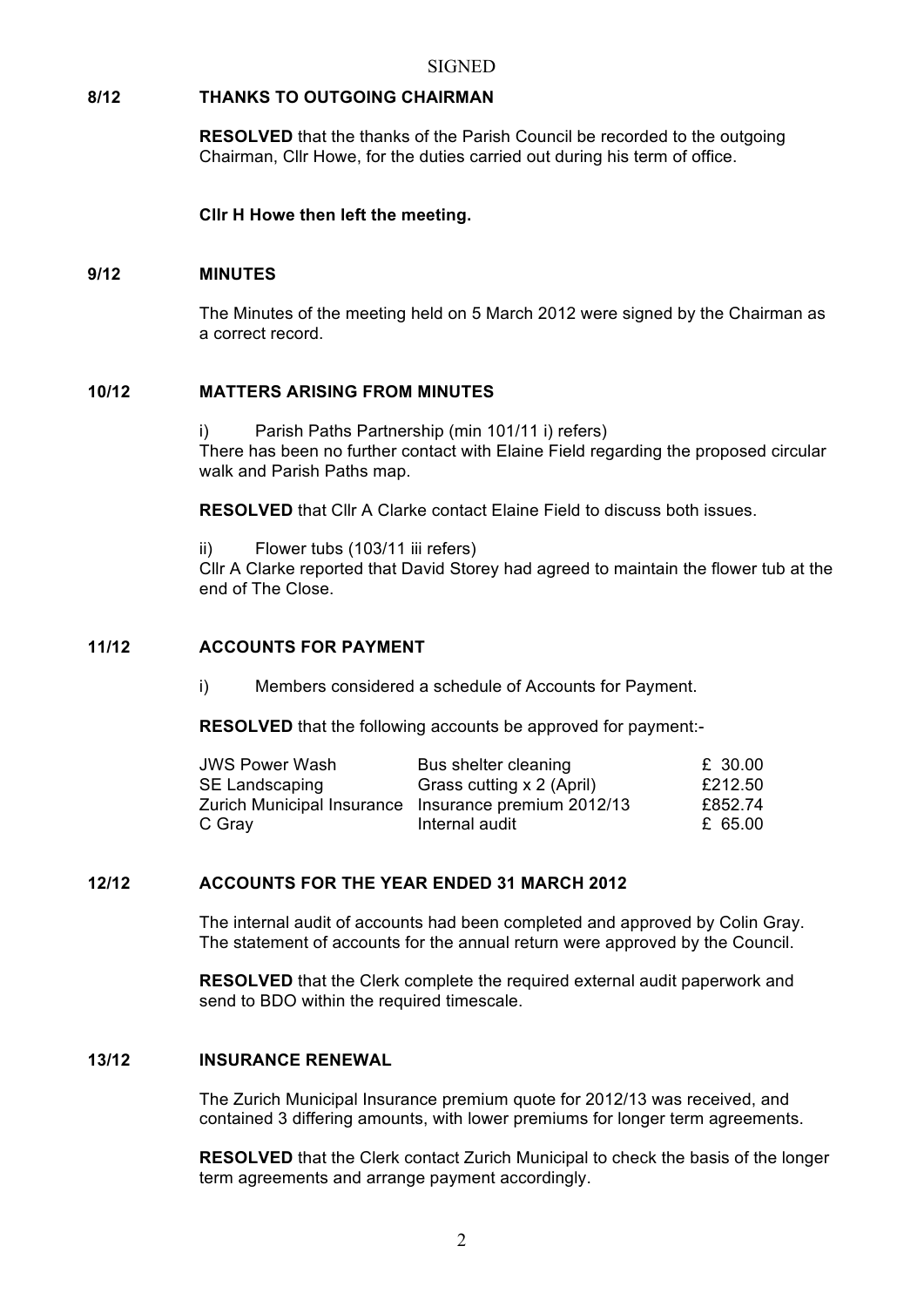SIGNED

## 8/12 THANKS TO OUTGOING CHAIRMAN

**RESOLVED** that the thanks of the Parish Council be recorded to the outgoing Chairman, Cllr Howe, for the duties carried out during his term of office.

**Cllr H Howe then left the meeting.**

## 9/12 MINUTES

The Minutes of the meeting held on 5 March 2012 were signed by the Chairman as a correct record.

## 10/12 MATTERS ARISING FROM MINUTES

i) Parish Paths Partnership (min 101/11 i) refers)
There has been no further contact with Elaine Field regarding the proposed circular walk and Parish Paths map.

**RESOLVED** that Cllr A Clarke contact Elaine Field to discuss both issues.

ii) Flower tubs (103/11 iii refers)
Cllr A Clarke reported that David Storey had agreed to maintain the flower tub at the end of The Close.

## 11/12 ACCOUNTS FOR PAYMENT

i) Members considered a schedule of Accounts for Payment.

**RESOLVED** that the following accounts be approved for payment:-

| | | |
|---|---|---|
| JWS Power Wash | Bus shelter cleaning | £ 30.00 |
| SE Landscaping | Grass cutting x 2 (April) | £212.50 |
| Zurich Municipal Insurance | Insurance premium 2012/13 | £852.74 |
| C Gray | Internal audit | £ 65.00 |

## 12/12 ACCOUNTS FOR THE YEAR ENDED 31 MARCH 2012

The internal audit of accounts had been completed and approved by Colin Gray. The statement of accounts for the annual return were approved by the Council.

**RESOLVED** that the Clerk complete the required external audit paperwork and send to BDO within the required timescale.

## 13/12 INSURANCE RENEWAL

The Zurich Municipal Insurance premium quote for 2012/13 was received, and contained 3 differing amounts, with lower premiums for longer term agreements.

**RESOLVED** that the Clerk contact Zurich Municipal to check the basis of the longer term agreements and arrange payment accordingly.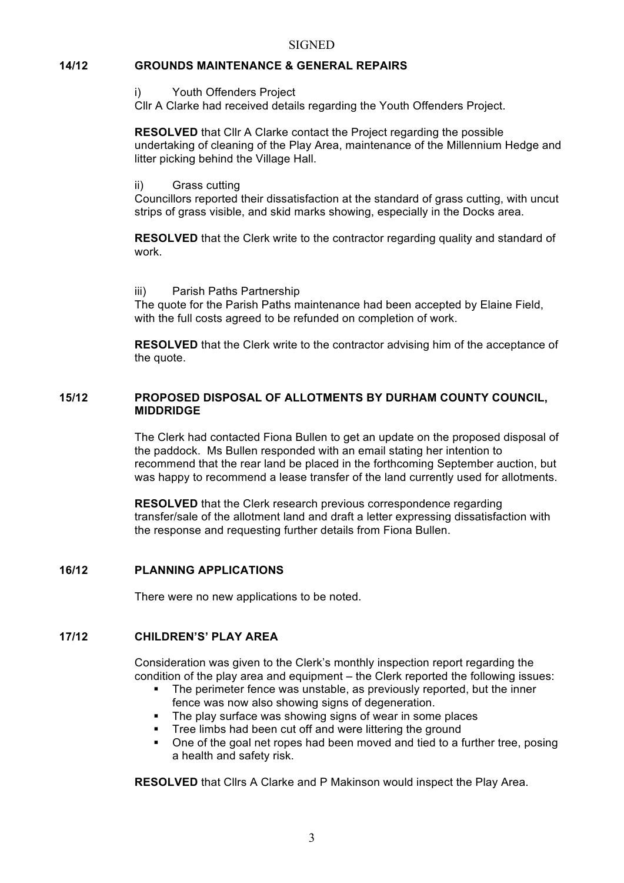SIGNED

## 14/12 GROUNDS MAINTENANCE & GENERAL REPAIRS

i) Youth Offenders Project

Cllr A Clarke had received details regarding the Youth Offenders Project.

**RESOLVED** that Cllr A Clarke contact the Project regarding the possible undertaking of cleaning of the Play Area, maintenance of the Millennium Hedge and litter picking behind the Village Hall.

ii) Grass cutting

Councillors reported their dissatisfaction at the standard of grass cutting, with uncut strips of grass visible, and skid marks showing, especially in the Docks area.

**RESOLVED** that the Clerk write to the contractor regarding quality and standard of work.

iii) Parish Paths Partnership

The quote for the Parish Paths maintenance had been accepted by Elaine Field, with the full costs agreed to be refunded on completion of work.

**RESOLVED** that the Clerk write to the contractor advising him of the acceptance of the quote.

## 15/12 PROPOSED DISPOSAL OF ALLOTMENTS BY DURHAM COUNTY COUNCIL, MIDDRIDGE

The Clerk had contacted Fiona Bullen to get an update on the proposed disposal of the paddock. Ms Bullen responded with an email stating her intention to recommend that the rear land be placed in the forthcoming September auction, but was happy to recommend a lease transfer of the land currently used for allotments.

**RESOLVED** that the Clerk research previous correspondence regarding transfer/sale of the allotment land and draft a letter expressing dissatisfaction with the response and requesting further details from Fiona Bullen.

## 16/12 PLANNING APPLICATIONS

There were no new applications to be noted.

## 17/12 CHILDRENS' PLAY AREA

Consideration was given to the Clerk's monthly inspection report regarding the condition of the play area and equipment – the Clerk reported the following issues:

- The perimeter fence was unstable, as previously reported, but the inner fence was now also showing signs of degeneration.
- The play surface was showing signs of wear in some places
- Tree limbs had been cut off and were littering the ground
- One of the goal net ropes had been moved and tied to a further tree, posing a health and safety risk.

**RESOLVED** that Cllrs A Clarke and P Makinson would inspect the Play Area.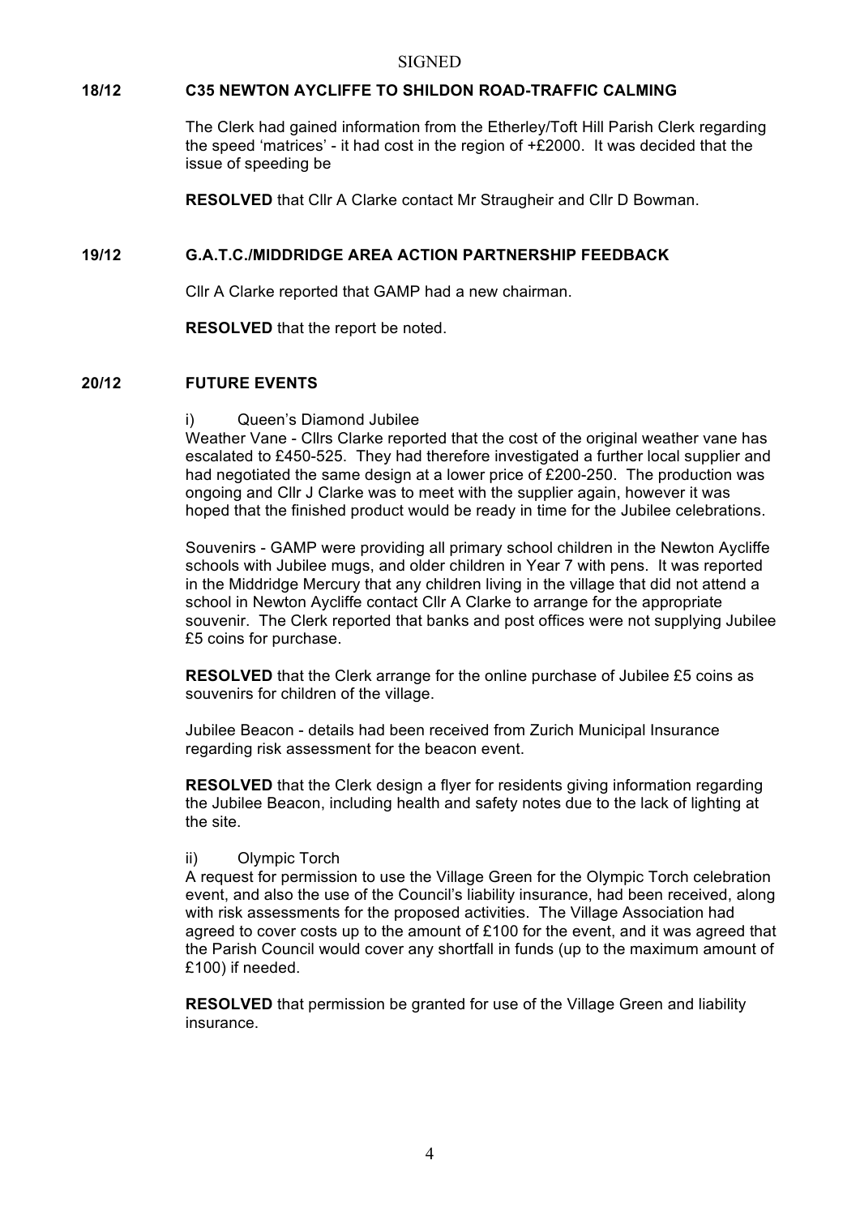SIGNED

## 18/12 C35 NEWTON AYCLIFFE TO SHILDON ROAD-TRAFFIC CALMING

The Clerk had gained information from the Etherley/Toft Hill Parish Clerk regarding the speed 'matrices' - it had cost in the region of +£2000. It was decided that the issue of speeding be

**RESOLVED** that Cllr A Clarke contact Mr Straugheir and Cllr D Bowman.

## 19/12 G.A.T.C./MIDDRIDGE AREA ACTION PARTNERSHIP FEEDBACK

Cllr A Clarke reported that GAMP had a new chairman.

**RESOLVED** that the report be noted.

## 20/12 FUTURE EVENTS

i) Queen's Diamond Jubilee

Weather Vane - Cllrs Clarke reported that the cost of the original weather vane has escalated to £450-525. They had therefore investigated a further local supplier and had negotiated the same design at a lower price of £200-250. The production was ongoing and Cllr J Clarke was to meet with the supplier again, however it was hoped that the finished product would be ready in time for the Jubilee celebrations.

Souvenirs - GAMP were providing all primary school children in the Newton Aycliffe schools with Jubilee mugs, and older children in Year 7 with pens. It was reported in the Middridge Mercury that any children living in the village that did not attend a school in Newton Aycliffe contact Cllr A Clarke to arrange for the appropriate souvenir. The Clerk reported that banks and post offices were not supplying Jubilee £5 coins for purchase.

**RESOLVED** that the Clerk arrange for the online purchase of Jubilee £5 coins as souvenirs for children of the village.

Jubilee Beacon - details had been received from Zurich Municipal Insurance regarding risk assessment for the beacon event.

**RESOLVED** that the Clerk design a flyer for residents giving information regarding the Jubilee Beacon, including health and safety notes due to the lack of lighting at the site.

ii) Olympic Torch

A request for permission to use the Village Green for the Olympic Torch celebration event, and also the use of the Council's liability insurance, had been received, along with risk assessments for the proposed activities. The Village Association had agreed to cover costs up to the amount of £100 for the event, and it was agreed that the Parish Council would cover any shortfall in funds (up to the maximum amount of £100) if needed.

**RESOLVED** that permission be granted for use of the Village Green and liability insurance.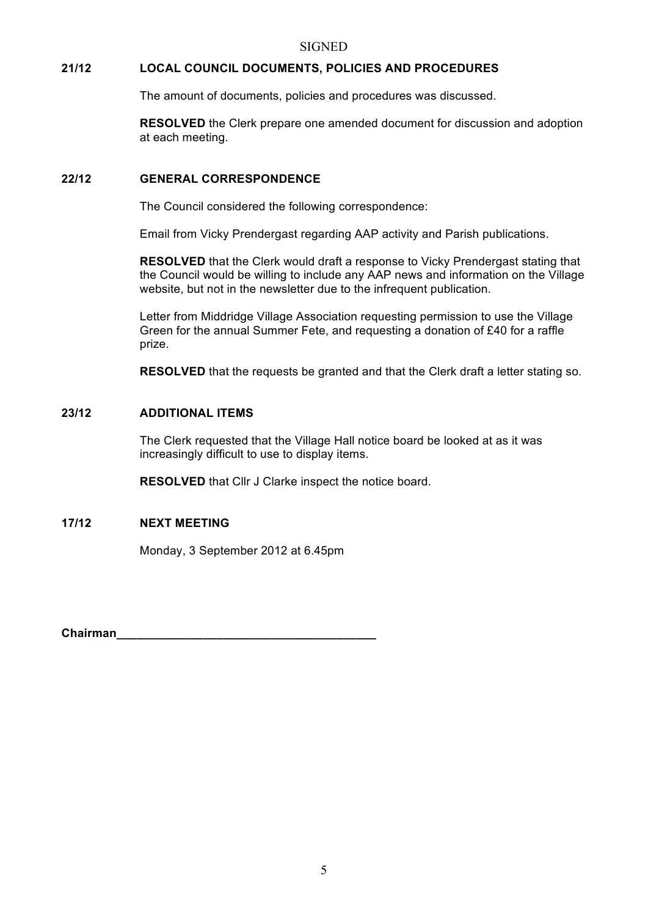SIGNED

**21/12 LOCAL COUNCIL DOCUMENTS, POLICIES AND PROCEDURES**

The amount of documents, policies and procedures was discussed.

**RESOLVED** the Clerk prepare one amended document for discussion and adoption at each meeting.

**22/12 GENERAL CORRESPONDENCE**

The Council considered the following correspondence:

Email from Vicky Prendergast regarding AAP activity and Parish publications.

**RESOLVED** that the Clerk would draft a response to Vicky Prendergast stating that the Council would be willing to include any AAP news and information on the Village website, but not in the newsletter due to the infrequent publication.

Letter from Middridge Village Association requesting permission to use the Village Green for the annual Summer Fete, and requesting a donation of £40 for a raffle prize.

**RESOLVED** that the requests be granted and that the Clerk draft a letter stating so.

**23/12 ADDITIONAL ITEMS**

The Clerk requested that the Village Hall notice board be looked at as it was increasingly difficult to use to display items.

**RESOLVED** that Cllr J Clarke inspect the notice board.

**17/12 NEXT MEETING**

Monday, 3 September 2012 at 6.45pm

**Chairman**_______________________________________